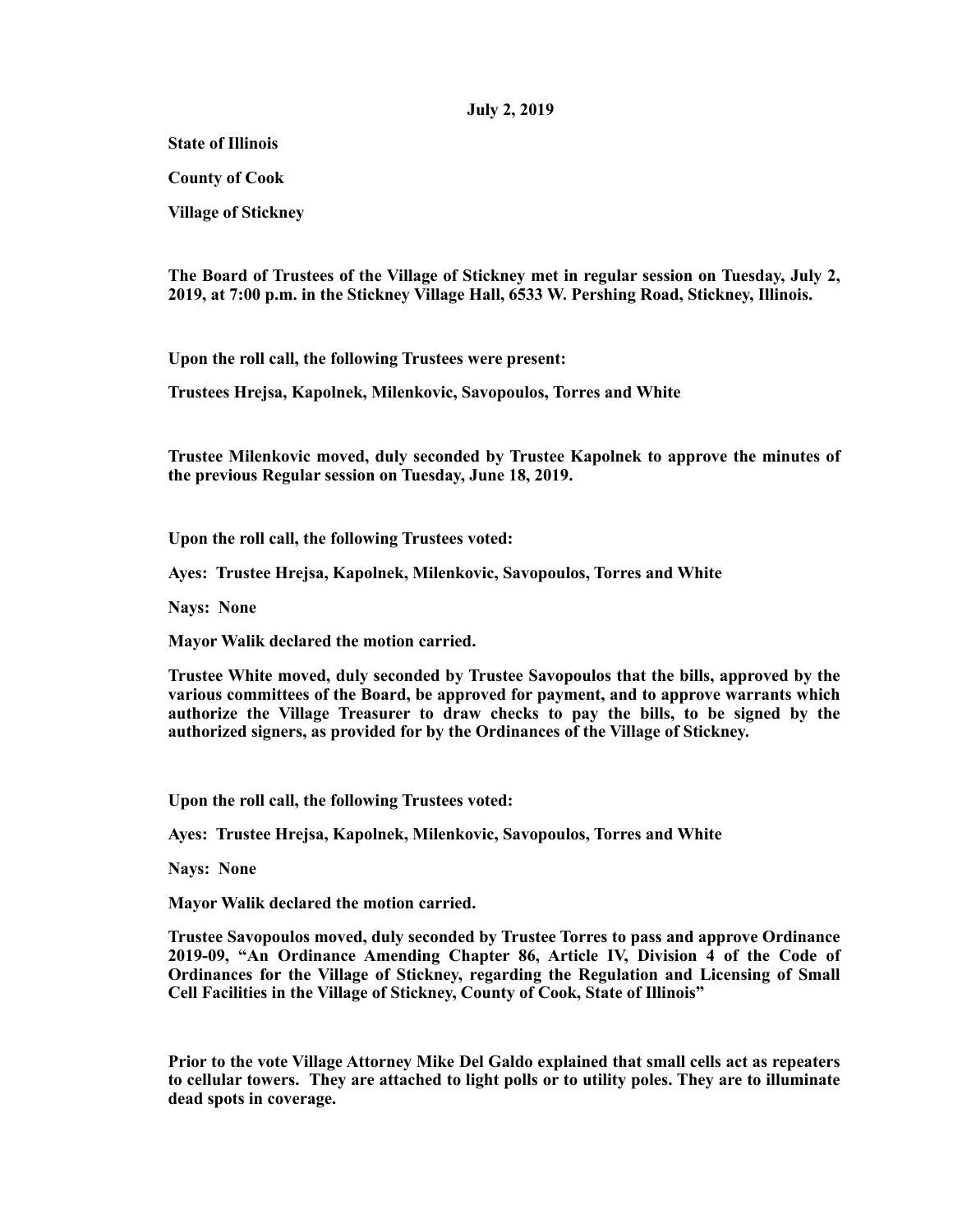**July 2, 2019**

**State of Illinois**

**County of Cook**

**Village of Stickney**

**The Board of Trustees of the Village of Stickney met in regular session on Tuesday, July 2, 2019, at 7:00 p.m. in the Stickney Village Hall, 6533 W. Pershing Road, Stickney, Illinois.**

**Upon the roll call, the following Trustees were present:**

**Trustees Hrejsa, Kapolnek, Milenkovic, Savopoulos, Torres and White**

**Trustee Milenkovic moved, duly seconded by Trustee Kapolnek to approve the minutes of the previous Regular session on Tuesday, June 18, 2019.**

**Upon the roll call, the following Trustees voted:**

**Ayes: Trustee Hrejsa, Kapolnek, Milenkovic, Savopoulos, Torres and White**

**Nays: None**

**Mayor Walik declared the motion carried.**

**Trustee White moved, duly seconded by Trustee Savopoulos that the bills, approved by the various committees of the Board, be approved for payment, and to approve warrants which authorize the Village Treasurer to draw checks to pay the bills, to be signed by the authorized signers, as provided for by the Ordinances of the Village of Stickney.**

**Upon the roll call, the following Trustees voted:**

**Ayes: Trustee Hrejsa, Kapolnek, Milenkovic, Savopoulos, Torres and White**

**Nays: None**

**Mayor Walik declared the motion carried.**

**Trustee Savopoulos moved, duly seconded by Trustee Torres to pass and approve Ordinance 2019-09, "An Ordinance Amending Chapter 86, Article IV, Division 4 of the Code of Ordinances for the Village of Stickney, regarding the Regulation and Licensing of Small Cell Facilities in the Village of Stickney, County of Cook, State of Illinois"**

**Prior to the vote Village Attorney Mike Del Galdo explained that small cells act as repeaters to cellular towers. They are attached to light polls or to utility poles. They are to illuminate dead spots in coverage.**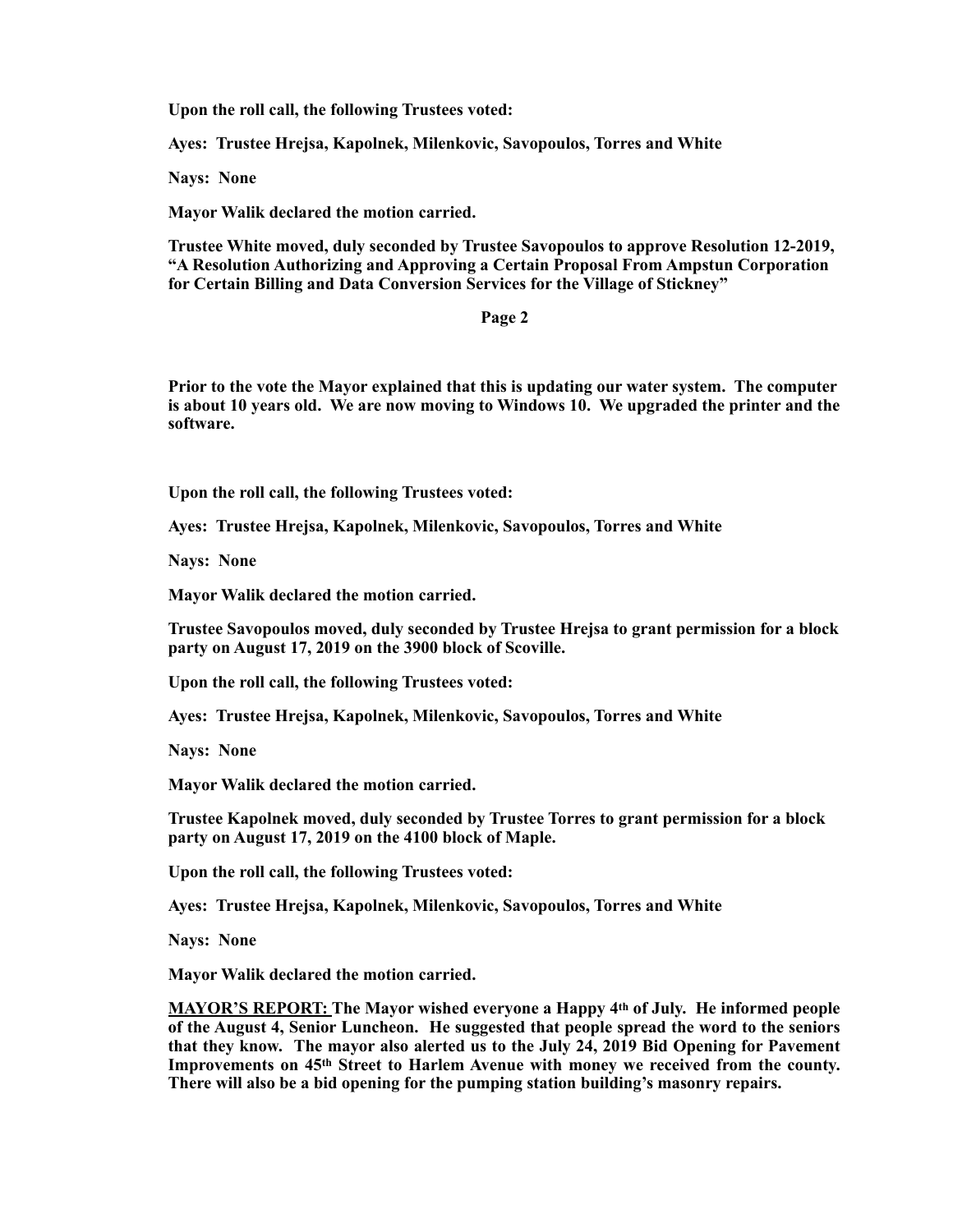**Upon the roll call, the following Trustees voted:**

**Ayes: Trustee Hrejsa, Kapolnek, Milenkovic, Savopoulos, Torres and White**

**Nays: None**

**Mayor Walik declared the motion carried.**

**Trustee White moved, duly seconded by Trustee Savopoulos to approve Resolution 12-2019, "A Resolution Authorizing and Approving a Certain Proposal From Ampstun Corporation for Certain Billing and Data Conversion Services for the Village of Stickney"**

**Prior to the vote the Mayor explained that this is updating our water system. The computer is about 10 years old. We are now moving to Windows 10. We upgraded the printer and the software.**

**Upon the roll call, the following Trustees voted:**

**Ayes: Trustee Hrejsa, Kapolnek, Milenkovic, Savopoulos, Torres and White**

**Nays: None**

**Mayor Walik declared the motion carried.**

**Trustee Savopoulos moved, duly seconded by Trustee Hrejsa to grant permission for a block party on August 17, 2019 on the 3900 block of Scoville.**

**Upon the roll call, the following Trustees voted:**

**Ayes: Trustee Hrejsa, Kapolnek, Milenkovic, Savopoulos, Torres and White**

**Nays: None**

**Mayor Walik declared the motion carried.**

**Trustee Kapolnek moved, duly seconded by Trustee Torres to grant permission for a block party on August 17, 2019 on the 4100 block of Maple.**

**Upon the roll call, the following Trustees voted:**

**Ayes: Trustee Hrejsa, Kapolnek, Milenkovic, Savopoulos, Torres and White**

**Nays: None**

**Mayor Walik declared the motion carried.**

**MAYOR'S REPORT: The Mayor wished everyone a Happy 4th of July. He informed people of the August 4, Senior Luncheon. He suggested that people spread the word to the seniors that they know. The mayor also alerted us to the July 24, 2019 Bid Opening for Pavement Improvements on 45th Street to Harlem Avenue with money we received from the county. There will also be a bid opening for the pumping station building's masonry repairs.**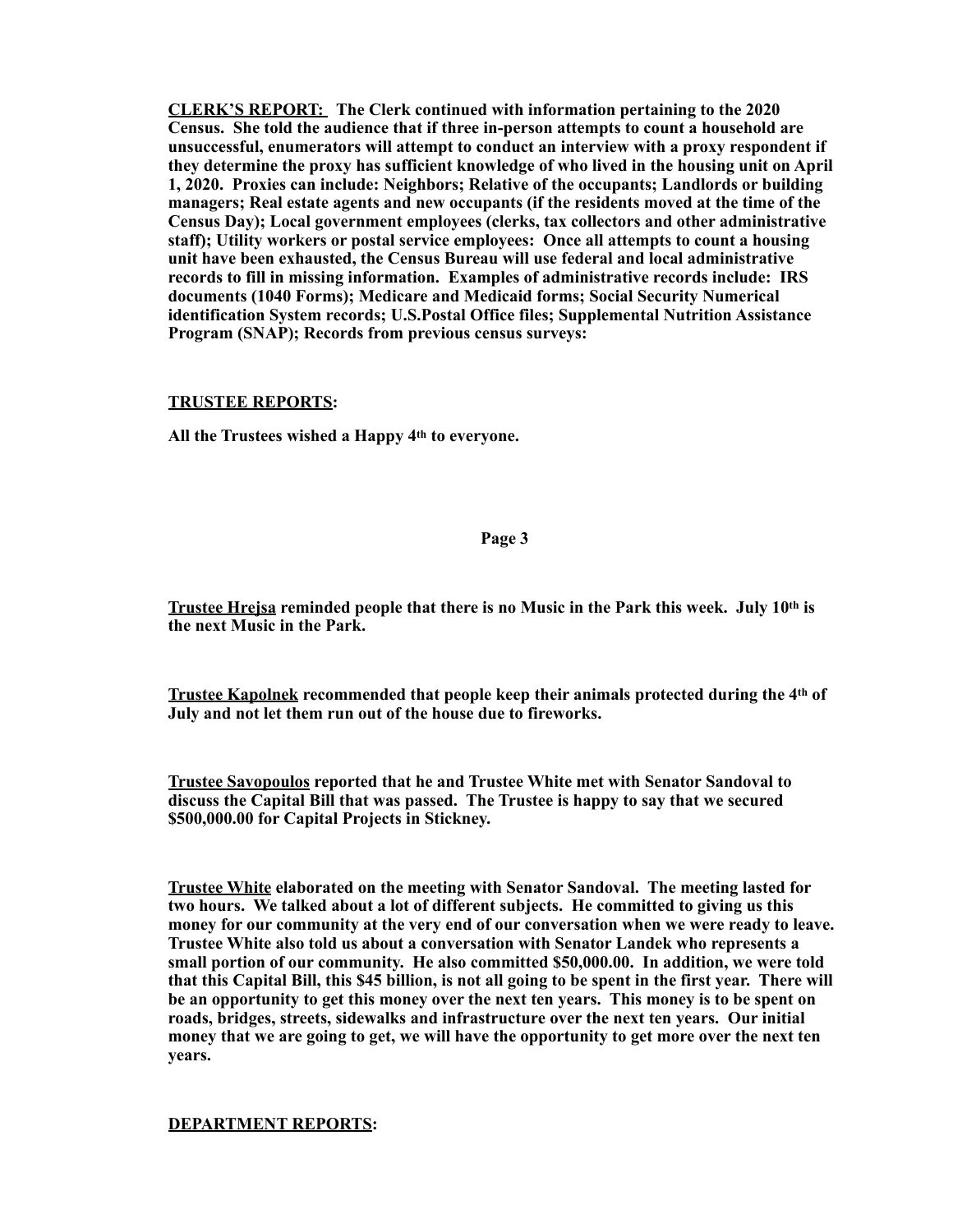**CLERK'S REPORT: The Clerk continued with information pertaining to the 2020 Census. She told the audience that if three in-person attempts to count a household are unsuccessful, enumerators will attempt to conduct an interview with a proxy respondent if they determine the proxy has sufficient knowledge of who lived in the housing unit on April 1, 2020. Proxies can include: Neighbors; Relative of the occupants; Landlords or building managers; Real estate agents and new occupants (if the residents moved at the time of the Census Day); Local government employees (clerks, tax collectors and other administrative staff); Utility workers or postal service employees: Once all attempts to count a housing unit have been exhausted, the Census Bureau will use federal and local administrative records to fill in missing information. Examples of administrative records include: IRS documents (1040 Forms); Medicare and Medicaid forms; Social Security Numerical identification System records; U.S.Postal Office files; Supplemental Nutrition Assistance Program (SNAP); Records from previous census surveys:**

**TRUSTEE REPORTS:**

**All the Trustees wished a Happy 4th to everyone.**

**Trustee Hrejsa reminded people that there is no Music in the Park this week. July 10th is the next Music in the Park.**

**Trustee Kapolnek recommended that people keep their animals protected during the 4th of July and not let them run out of the house due to fireworks.**

**Trustee Savopoulos reported that he and Trustee White met with Senator Sandoval to discuss the Capital Bill that was passed. The Trustee is happy to say that we secured $500,000.00 for Capital Projects in Stickney.**

**Trustee White elaborated on the meeting with Senator Sandoval. The meeting lasted for two hours. We talked about a lot of different subjects. He committed to giving us this money for our community at the very end of our conversation when we were ready to leave. Trustee White also told us about a conversation with Senator Landek who represents a small portion of our community. He also committed $50,000.00. In addition, we were told that this Capital Bill, this $45 billion, is not all going to be spent in the first year. There will be an opportunity to get this money over the next ten years. This money is to be spent on roads, bridges, streets, sidewalks and infrastructure over the next ten years. Our initial money that we are going to get, we will have the opportunity to get more over the next ten years.**

**DEPARTMENT REPORTS:**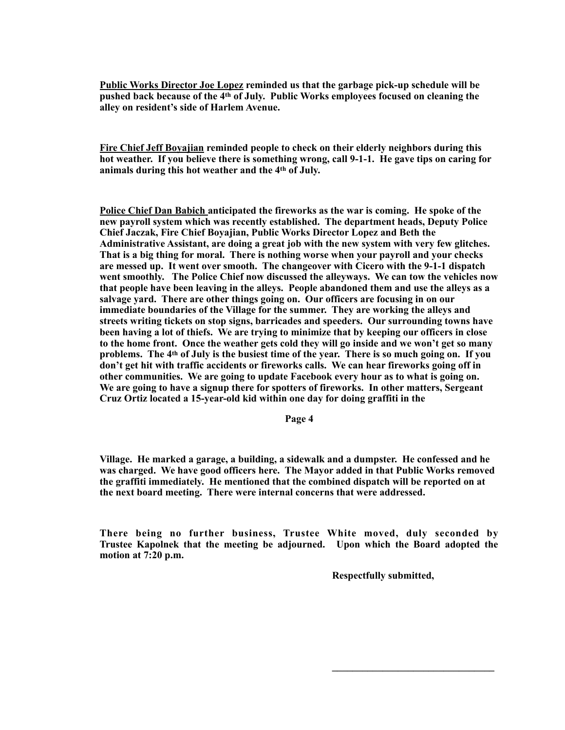**Public Works Director Joe Lopez reminded us that the garbage pick-up schedule will be pushed back because of the 4th of July. Public Works employees focused on cleaning the alley on resident's side of Harlem Avenue.**

**Fire Chief Jeff Boyajian reminded people to check on their elderly neighbors during this hot weather. If you believe there is something wrong, call 9-1-1. He gave tips on caring for animals during this hot weather and the 4th of July.**

**Police Chief Dan Babich anticipated the fireworks as the war is coming. He spoke of the new payroll system which was recently established. The department heads, Deputy Police Chief Jaczak, Fire Chief Boyajian, Public Works Director Lopez and Beth the Administrative Assistant, are doing a great job with the new system with very few glitches. That is a big thing for moral. There is nothing worse when your payroll and your checks are messed up. It went over smooth. The changeover with Cicero with the 9-1-1 dispatch went smoothly. The Police Chief now discussed the alleyways. We can tow the vehicles now that people have been leaving in the alleys. People abandoned them and use the alleys as a salvage yard. There are other things going on. Our officers are focusing in on our immediate boundaries of the Village for the summer. They are working the alleys and streets writing tickets on stop signs, barricades and speeders. Our surrounding towns have been having a lot of thiefs. We are trying to minimize that by keeping our officers in close to the home front. Once the weather gets cold they will go inside and we won't get so many problems. The 4th of July is the busiest time of the year. There is so much going on. If you don't get hit with traffic accidents or fireworks calls. We can hear fireworks going off in other communities. We are going to update Facebook every hour as to what is going on. We are going to have a signup there for spotters of fireworks. In other matters, Sergeant Cruz Ortiz located a 15-year-old kid within one day for doing graffiti in the Village. He marked a garage, a building, a sidewalk and a dumpster. He confessed and he was charged. We have good officers here. The Mayor added in that Public Works removed the graffiti immediately. He mentioned that the combined dispatch will be reported on at the next board meeting. There were internal concerns that were addressed.**

**There being no further business, Trustee White moved, duly seconded by Trustee Kapolnek that the meeting be adjourned. Upon which the Board adopted the motion at 7:20 p.m.**

**Respectfully submitted,**

\_\_\_\_\_\_\_\_\_\_\_\_\_\_\_\_\_\_\_\_\_\_\_\_\_\_\_\_\_\_\_\_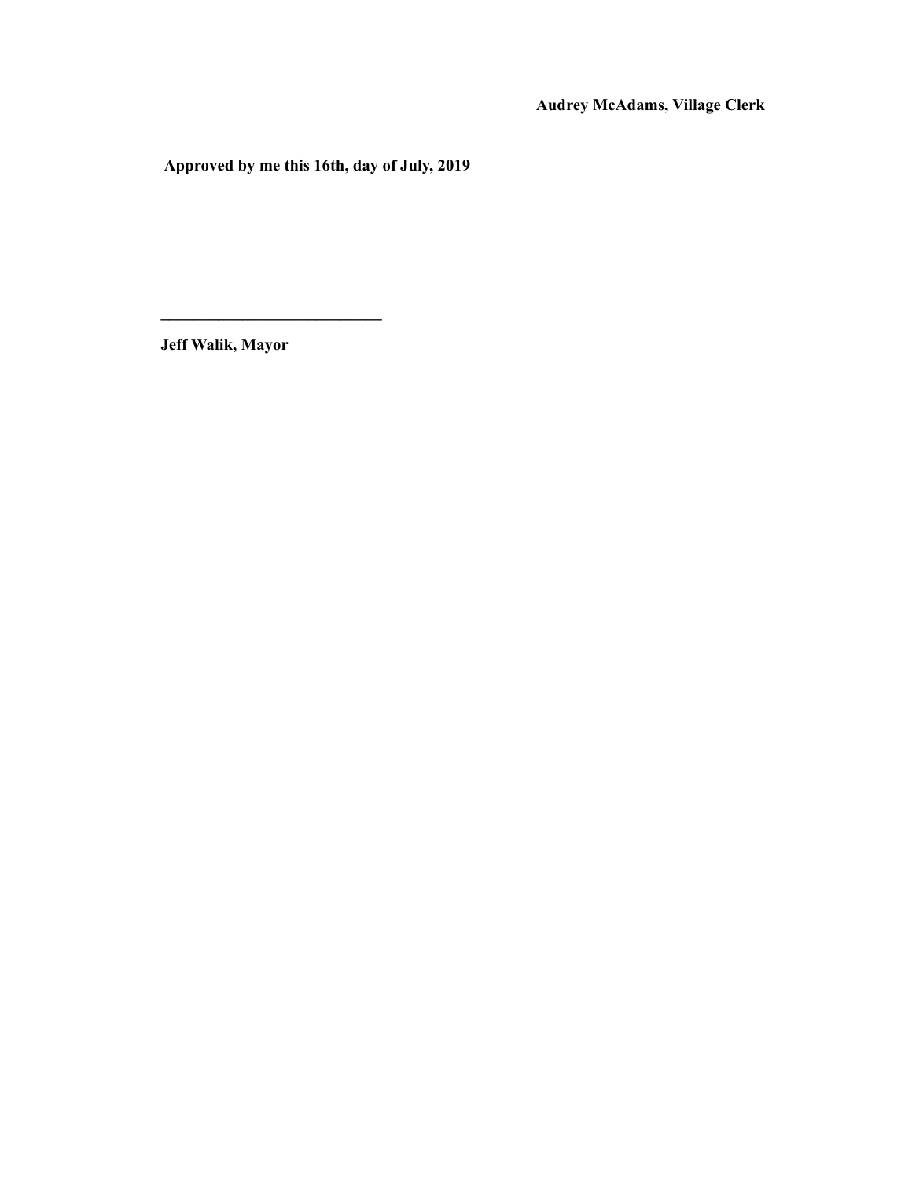**Audrey McAdams, Village Clerk**

**Approved by me this 16th, day of July, 2019**

**___________________________**

**Jeff Walik, Mayor**